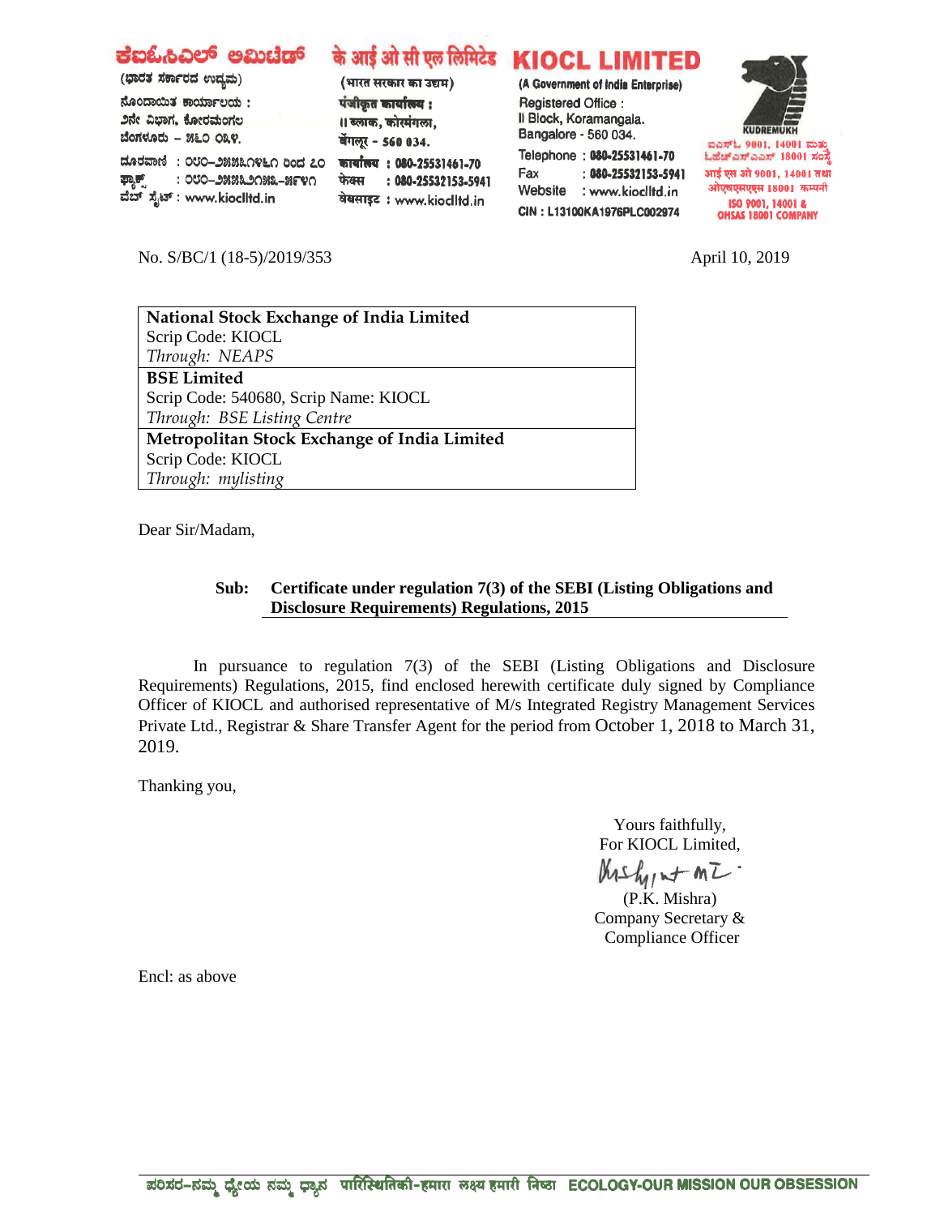# KIOCL LIMITED

ಕೆಐಓಸಿಎಲ್ ಲಿಮಿಟೆಡ್ | के आई ओ सी एल लिमिटेड

(ಭಾರತ ಸರ್ಕಾರದ ಉದ್ಯಮ) | (भारत सरकार का उद्यम) | (A Government of India Enterprise)

ನೊಂದಾಯಿತ ಕಾರ್ಯಾಲಯ : 2ನೇ ವಿಭಾಗ, ಕೋರಮಂಗಲ ಬೆಂಗಳೂರು – 560 034.

पंजीकृत कार्यालय : II ब्लाक, कोरमंगला, बेंगलूर - 560 034.

Registered Office : II Block, Koramangala. Bangalore - 560 034.

ದೂರವಾಣಿ : 080-25531461 ರಿಂದ 70 | ಫ್ಯಾಕ್ಸ್ : 080-25532153-5941 | ವೆಬ್ ಸೈಟ್ : www.kioclltd.in

कार्यालय : 080-25531461-70 | फेक्स : 080-25532153-5941 | वेबसाइट : www.kioclltd.in

Telephone : 080-25531461-70
Fax : 080-25532153-5941
Website : www.kioclltd.in
CIN : L13100KA1976PLC002974

KUDREMUKH

ಐಎಸ್ಒ 9001, 14001 ಮತ್ತು ಒಹೆಚ್ಎಸ್ಎಎಸ್ 18001 ಸಂಸ್ಥೆ
आई एस ओ 9001, 14001 तथा ओएचएसएएस 18001 कम्पनी
ISO 9001, 14001 & OHSAS 18001 COMPANY

No. S/BC/1 (18-5)/2019/353 April 10, 2019

| **National Stock Exchange of India Limited**<br>Scrip Code: KIOCL<br>*Through: NEAPS* |
|---|
| **BSE Limited**<br>Scrip Code: 540680, Scrip Name: KIOCL<br>*Through: BSE Listing Centre* |
| **Metropolitan Stock Exchange of India Limited**<br>Scrip Code: KIOCL<br>*Through: mylisting* |

Dear Sir/Madam,

**Sub: Certificate under regulation 7(3) of the SEBI (Listing Obligations and Disclosure Requirements) Regulations, 2015**

In pursuance to regulation 7(3) of the SEBI (Listing Obligations and Disclosure Requirements) Regulations, 2015, find enclosed herewith certificate duly signed by Compliance Officer of KIOCL and authorised representative of M/s Integrated Registry Management Services Private Ltd., Registrar & Share Transfer Agent for the period from October 1, 2018 to March 31, 2019.

Thanking you,

Yours faithfully,
For KIOCL Limited,

(P.K. Mishra)
Company Secretary &
Compliance Officer

Encl: as above

ಪರಿಸರ–ನಮ್ಮ ಧ್ಯೇಯ ನಮ್ಮ ಧ್ಯಾನ पारिस्थितिकी-हमारा लक्ष्य हमारी निष्ठा ECOLOGY-OUR MISSION OUR OBSESSION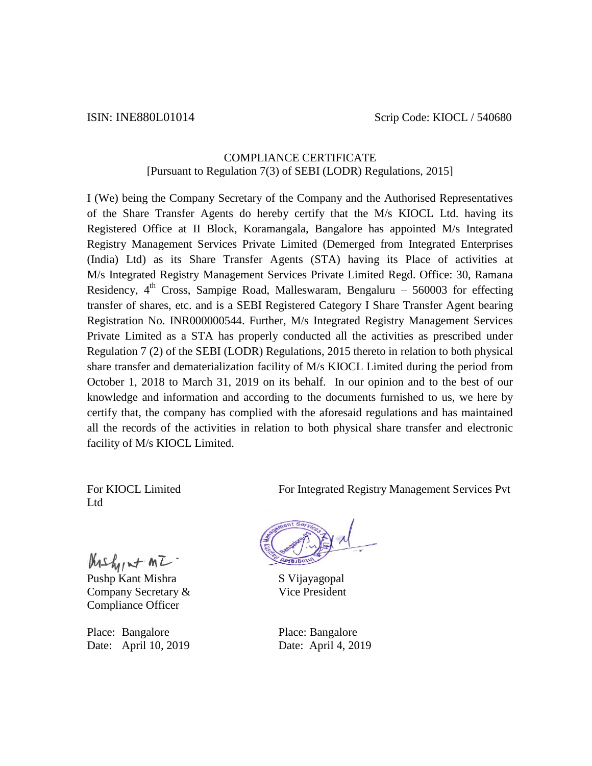ISIN: INE880L01014 Scrip Code: KIOCL / 540680

COMPLIANCE CERTIFICATE
[Pursuant to Regulation 7(3) of SEBI (LODR) Regulations, 2015]

I (We) being the Company Secretary of the Company and the Authorised Representatives of the Share Transfer Agents do hereby certify that the M/s KIOCL Ltd. having its Registered Office at II Block, Koramangala, Bangalore has appointed M/s Integrated Registry Management Services Private Limited (Demerged from Integrated Enterprises (India) Ltd) as its Share Transfer Agents (STA) having its Place of activities at M/s Integrated Registry Management Services Private Limited Regd. Office: 30, Ramana Residency, 4th Cross, Sampige Road, Malleswaram, Bengaluru – 560003 for effecting transfer of shares, etc. and is a SEBI Registered Category I Share Transfer Agent bearing Registration No. INR000000544. Further, M/s Integrated Registry Management Services Private Limited as a STA has properly conducted all the activities as prescribed under Regulation 7 (2) of the SEBI (LODR) Regulations, 2015 thereto in relation to both physical share transfer and dematerialization facility of M/s KIOCL Limited during the period from October 1, 2018 to March 31, 2019 on its behalf. In our opinion and to the best of our knowledge and information and according to the documents furnished to us, we here by certify that, the company has complied with the aforesaid regulations and has maintained all the records of the activities in relation to both physical share transfer and electronic facility of M/s KIOCL Limited.

For KIOCL Limited Ltd

Pushp Kant Mishra
Company Secretary &
Compliance Officer

Place: Bangalore
Date: April 10, 2019

For Integrated Registry Management Services Pvt

S Vijayagopal
Vice President

Place: Bangalore
Date: April 4, 2019